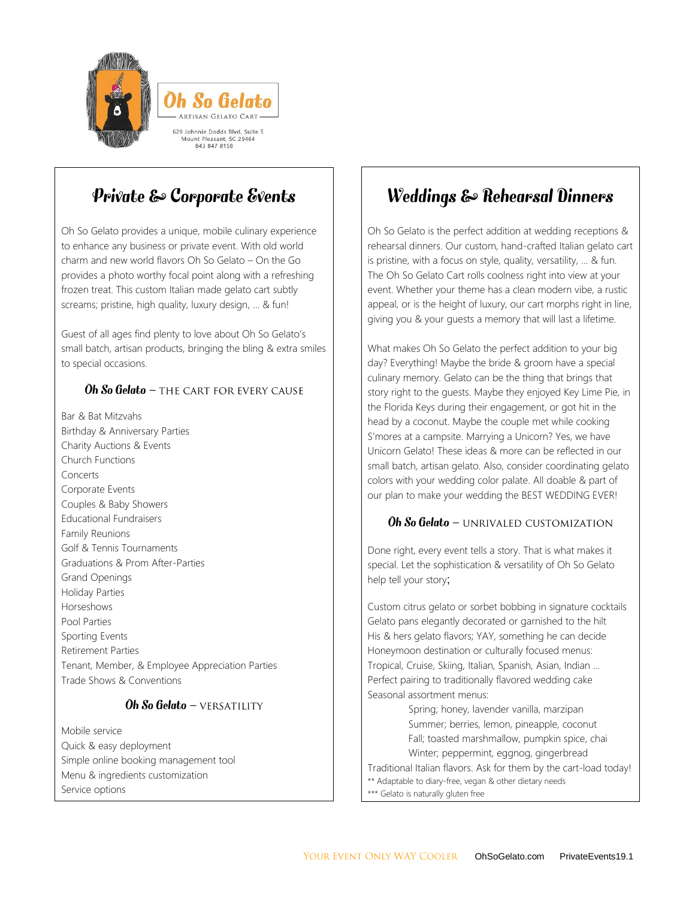# Oh So Gelato

ARTISAN GELATO CART

629 Johnnie Dodds Blvd, Suite 5
Mount Pleasant, SC 29464
843 847 8158

## Private & Corporate Events

Oh So Gelato provides a unique, mobile culinary experience to enhance any business or private event. With old world charm and new world flavors Oh So Gelato – On the Go provides a photo worthy focal point along with a refreshing frozen treat. This custom Italian made gelato cart subtly screams; pristine, high quality, luxury design, … & fun!

Guest of all ages find plenty to love about Oh So Gelato's small batch, artisan products, bringing the bling & extra smiles to special occasions.

### Oh So Gelato – THE CART FOR EVERY CAUSE

Bar & Bat Mitzvahs
Birthday & Anniversary Parties
Charity Auctions & Events
Church Functions
Concerts
Corporate Events
Couples & Baby Showers
Educational Fundraisers
Family Reunions
Golf & Tennis Tournaments
Graduations & Prom After-Parties
Grand Openings
Holiday Parties
Horseshows
Pool Parties
Sporting Events
Retirement Parties
Tenant, Member, & Employee Appreciation Parties
Trade Shows & Conventions

### Oh So Gelato – VERSATILITY

Mobile service
Quick & easy deployment
Simple online booking management tool
Menu & ingredients customization
Service options

## Weddings & Rehearsal Dinners

Oh So Gelato is the perfect addition at wedding receptions & rehearsal dinners. Our custom, hand-crafted Italian gelato cart is pristine, with a focus on style, quality, versatility, … & fun. The Oh So Gelato Cart rolls coolness right into view at your event. Whether your theme has a clean modern vibe, a rustic appeal, or is the height of luxury, our cart morphs right in line, giving you & your guests a memory that will last a lifetime.

What makes Oh So Gelato the perfect addition to your big day? Everything! Maybe the bride & groom have a special culinary memory. Gelato can be the thing that brings that story right to the guests. Maybe they enjoyed Key Lime Pie, in the Florida Keys during their engagement, or got hit in the head by a coconut. Maybe the couple met while cooking S'mores at a campsite. Marrying a Unicorn? Yes, we have Unicorn Gelato! These ideas & more can be reflected in our small batch, artisan gelato. Also, consider coordinating gelato colors with your wedding color palate. All doable & part of our plan to make your wedding the BEST WEDDING EVER!

### Oh So Gelato – UNRIVALED CUSTOMIZATION

Done right, every event tells a story. That is what makes it special. Let the sophistication & versatility of Oh So Gelato help tell your story;

Custom citrus gelato or sorbet bobbing in signature cocktails
Gelato pans elegantly decorated or garnished to the hilt
His & hers gelato flavors; YAY, something he can decide
Honeymoon destination or culturally focused menus:
Tropical, Cruise, Skiing, Italian, Spanish, Asian, Indian …
Perfect pairing to traditionally flavored wedding cake
Seasonal assortment menus:

- Spring; honey, lavender vanilla, marzipan
- Summer; berries, lemon, pineapple, coconut
- Fall; toasted marshmallow, pumpkin spice, chai
- Winter; peppermint, eggnog, gingerbread

Traditional Italian flavors. Ask for them by the cart-load today!

** Adaptable to diary-free, vegan & other dietary needs
*** Gelato is naturally gluten free

YOUR EVENT ONLY WAY COOLER OhSoGelato.com PrivateEvents19.1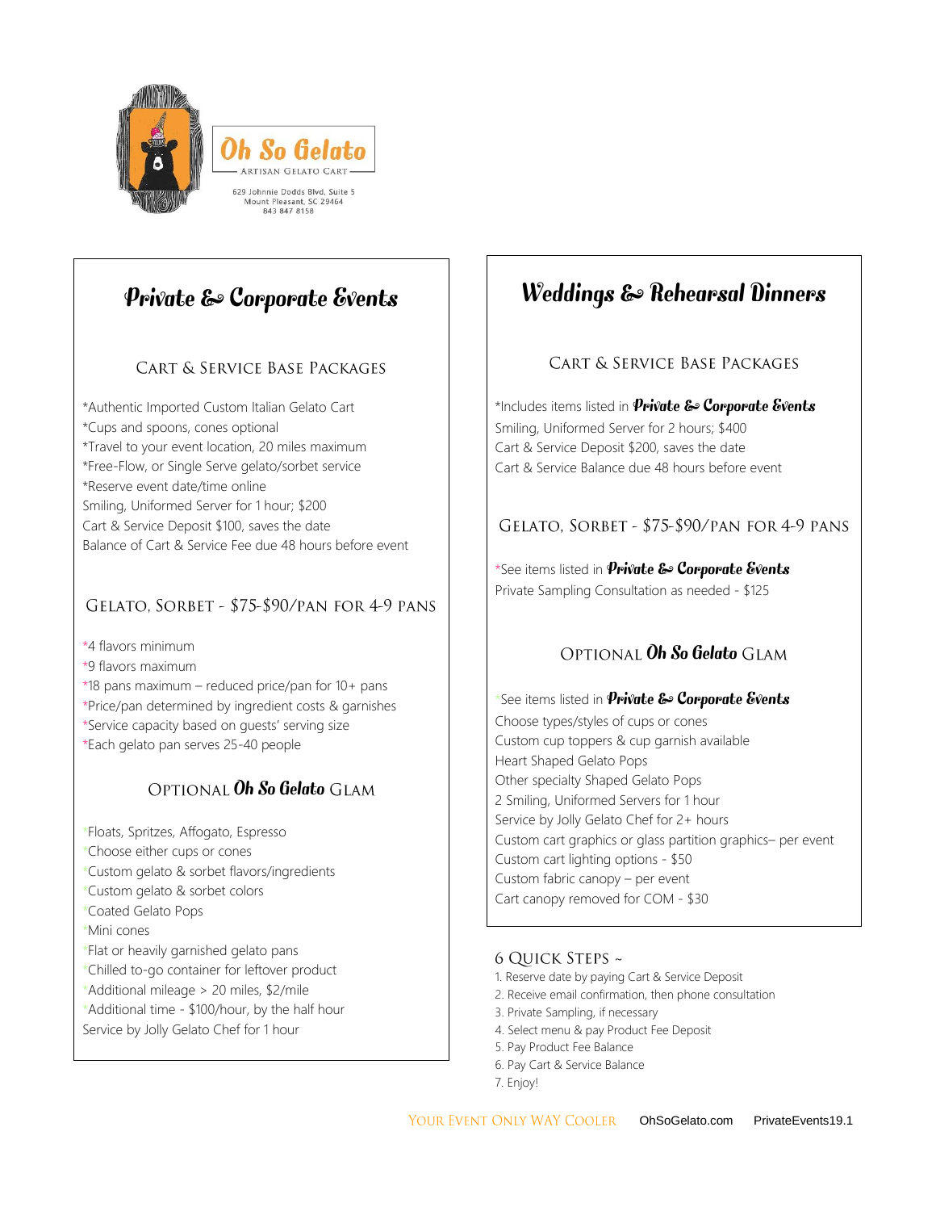# Oh So Gelato

ARTISAN GELATO CART

629 Johnnie Dodds Blvd, Suite 5
Mount Pleasant, SC 29464
843 847 8158

## Private & Corporate Events

### Cart & Service Base Packages

*Authentic Imported Custom Italian Gelato Cart
*Cups and spoons, cones optional
*Travel to your event location, 20 miles maximum
*Free-Flow, or Single Serve gelato/sorbet service
*Reserve event date/time online
Smiling, Uniformed Server for 1 hour; $200
Cart & Service Deposit $100, saves the date
Balance of Cart & Service Fee due 48 hours before event

### Gelato, Sorbet - $75-$90/pan for 4-9 pans

*4 flavors minimum
*9 flavors maximum
*18 pans maximum – reduced price/pan for 10+ pans
*Price/pan determined by ingredient costs & garnishes
*Service capacity based on guests' serving size
*Each gelato pan serves 25-40 people

### Optional Oh So Gelato Glam

*Floats, Spritzes, Affogato, Espresso
*Choose either cups or cones
*Custom gelato & sorbet flavors/ingredients
*Custom gelato & sorbet colors
*Coated Gelato Pops
*Mini cones
*Flat or heavily garnished gelato pans
*Chilled to-go container for leftover product
*Additional mileage > 20 miles, $2/mile
*Additional time - $100/hour, by the half hour
Service by Jolly Gelato Chef for 1 hour

## Weddings & Rehearsal Dinners

### Cart & Service Base Packages

*Includes items listed in **Private & Corporate Events**
Smiling, Uniformed Server for 2 hours; $400
Cart & Service Deposit $200, saves the date
Cart & Service Balance due 48 hours before event

### Gelato, Sorbet - $75-$90/pan for 4-9 pans

*See items listed in **Private & Corporate Events**
Private Sampling Consultation as needed - $125

### Optional Oh So Gelato Glam

*See items listed in **Private & Corporate Events**
Choose types/styles of cups or cones
Custom cup toppers & cup garnish available
Heart Shaped Gelato Pops
Other specialty Shaped Gelato Pops
2 Smiling, Uniformed Servers for 1 hour
Service by Jolly Gelato Chef for 2+ hours
Custom cart graphics or glass partition graphics– per event
Custom cart lighting options - $50
Custom fabric canopy – per event
Cart canopy removed for COM - $30

### 6 Quick Steps ~

1. Reserve date by paying Cart & Service Deposit
2. Receive email confirmation, then phone consultation
3. Private Sampling, if necessary
4. Select menu & pay Product Fee Deposit
5. Pay Product Fee Balance
6. Pay Cart & Service Balance
7. Enjoy!

Your Event Only Way Cooler OhSoGelato.com PrivateEvents19.1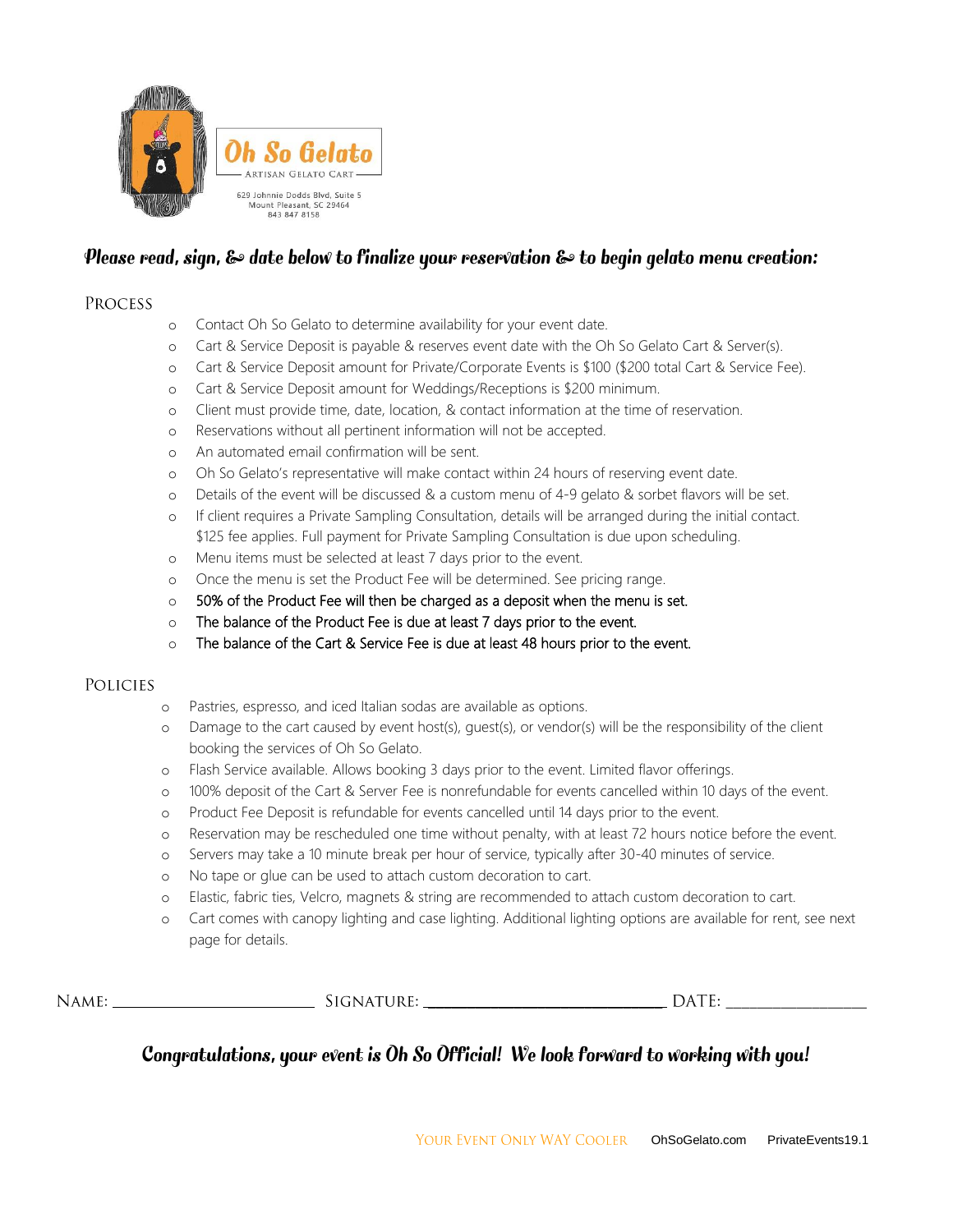**Oh So Gelato**

ARTISAN GELATO CART

629 Johnnie Dodds Blvd, Suite 5
Mount Pleasant, SC 29464
843 847 8158

### *Please read, sign, & date below to finalize your reservation & to begin gelato menu creation:*

## Process

- Contact Oh So Gelato to determine availability for your event date.
- Cart & Service Deposit is payable & reserves event date with the Oh So Gelato Cart & Server(s).
- Cart & Service Deposit amount for Private/Corporate Events is $100 ($200 total Cart & Service Fee).
- Cart & Service Deposit amount for Weddings/Receptions is $200 minimum.
- Client must provide time, date, location, & contact information at the time of reservation.
- Reservations without all pertinent information will not be accepted.
- An automated email confirmation will be sent.
- Oh So Gelato's representative will make contact within 24 hours of reserving event date.
- Details of the event will be discussed & a custom menu of 4-9 gelato & sorbet flavors will be set.
- If client requires a Private Sampling Consultation, details will be arranged during the initial contact. $125 fee applies. Full payment for Private Sampling Consultation is due upon scheduling.
- Menu items must be selected at least 7 days prior to the event.
- Once the menu is set the Product Fee will be determined. See pricing range.
- 50% of the Product Fee will then be charged as a deposit when the menu is set.
- The balance of the Product Fee is due at least 7 days prior to the event.
- The balance of the Cart & Service Fee is due at least 48 hours prior to the event.

## Policies

- Pastries, espresso, and iced Italian sodas are available as options.
- Damage to the cart caused by event host(s), guest(s), or vendor(s) will be the responsibility of the client booking the services of Oh So Gelato.
- Flash Service available. Allows booking 3 days prior to the event. Limited flavor offerings.
- 100% deposit of the Cart & Server Fee is nonrefundable for events cancelled within 10 days of the event.
- Product Fee Deposit is refundable for events cancelled until 14 days prior to the event.
- Reservation may be rescheduled one time without penalty, with at least 72 hours notice before the event.
- Servers may take a 10 minute break per hour of service, typically after 30-40 minutes of service.
- No tape or glue can be used to attach custom decoration to cart.
- Elastic, fabric ties, Velcro, magnets & string are recommended to attach custom decoration to cart.
- Cart comes with canopy lighting and case lighting. Additional lighting options are available for rent, see next page for details.

NAME: ________________________ SIGNATURE: ____________________________ DATE: ________________

### *Congratulations, your event is Oh So Official! We look forward to working with you!*

YOUR EVENT ONLY WAY COOLER OhSoGelato.com PrivateEvents19.1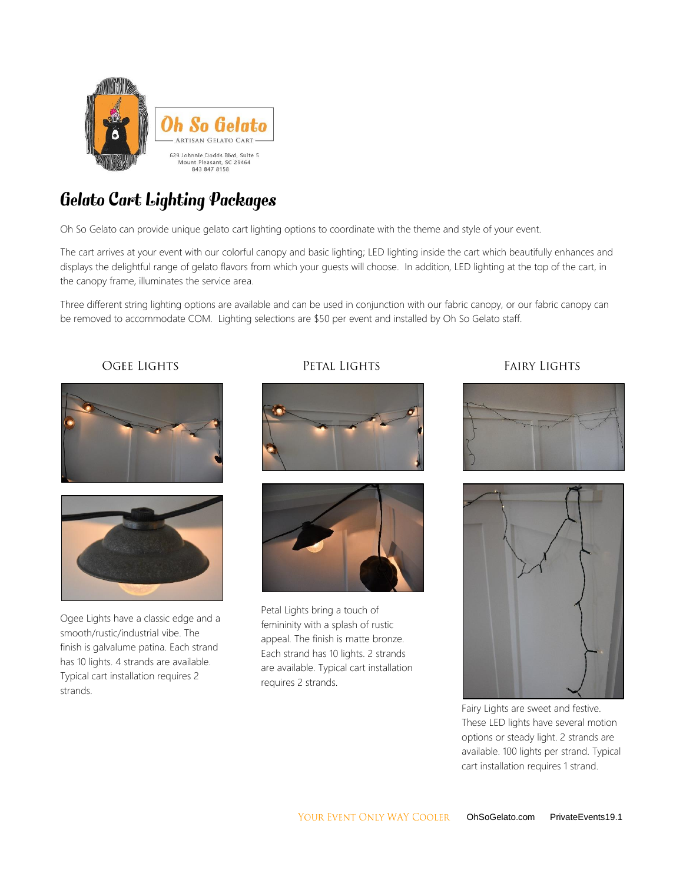Oh So Gelato

ARTISAN GELATO CART

629 Johnnie Dodds Blvd, Suite 5
Mount Pleasant, SC 29464
843 847 8158

# Gelato Cart Lighting Packages

Oh So Gelato can provide unique gelato cart lighting options to coordinate with the theme and style of your event.

The cart arrives at your event with our colorful canopy and basic lighting; LED lighting inside the cart which beautifully enhances and displays the delightful range of gelato flavors from which your guests will choose. In addition, LED lighting at the top of the cart, in the canopy frame, illuminates the service area.

Three different string lighting options are available and can be used in conjunction with our fabric canopy, or our fabric canopy can be removed to accommodate COM. Lighting selections are $50 per event and installed by Oh So Gelato staff.

## Ogee Lights

Ogee Lights have a classic edge and a smooth/rustic/industrial vibe. The finish is galvalume patina. Each strand has 10 lights. 4 strands are available. Typical cart installation requires 2 strands.

## Petal Lights

Petal Lights bring a touch of femininity with a splash of rustic appeal. The finish is matte bronze. Each strand has 10 lights. 2 strands are available. Typical cart installation requires 2 strands.

## Fairy Lights

Fairy Lights are sweet and festive. These LED lights have several motion options or steady light. 2 strands are available. 100 lights per strand. Typical cart installation requires 1 strand.

YOUR EVENT ONLY WAY COOLER OhSoGelato.com PrivateEvents19.1